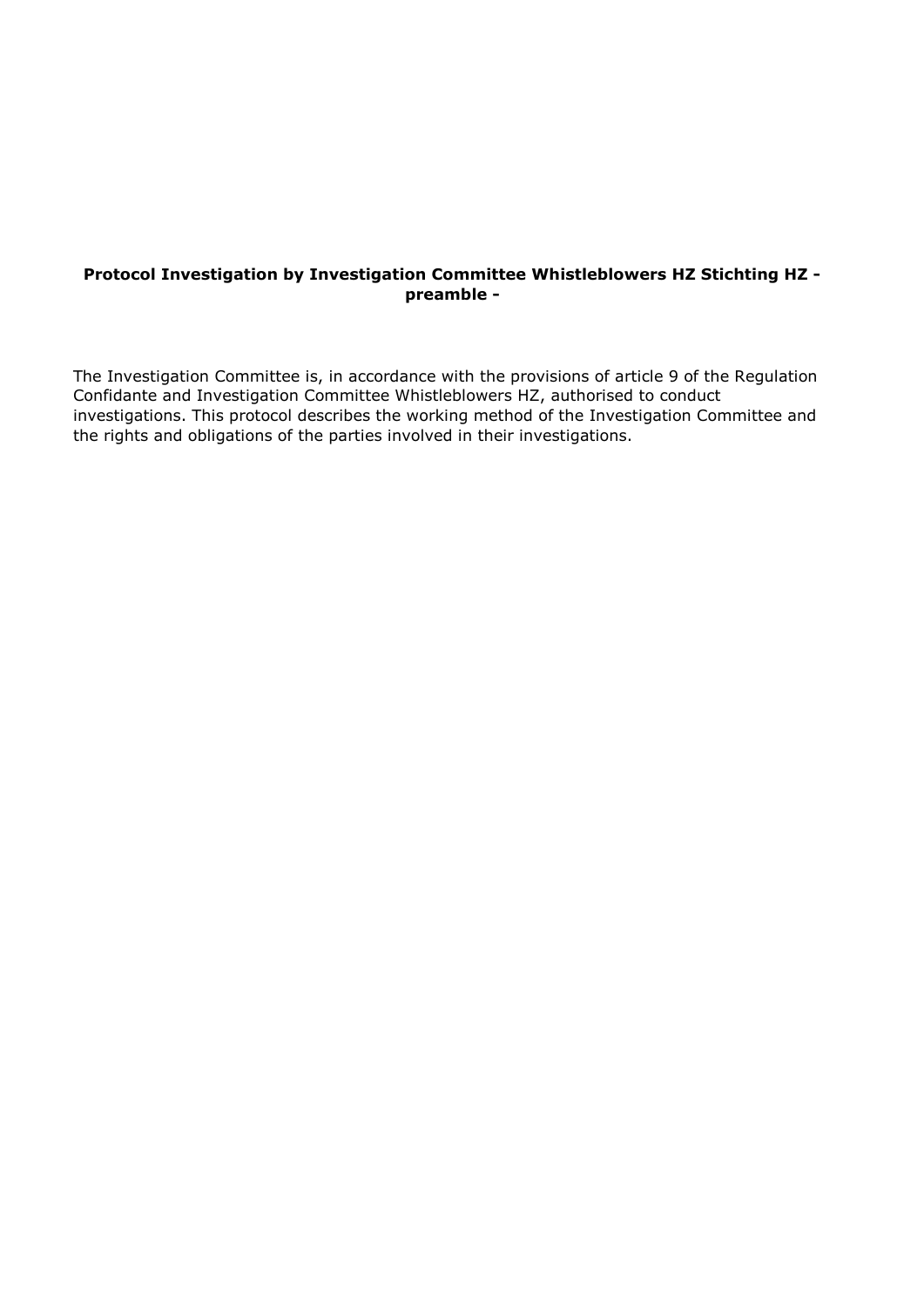**Protocol Investigation by Investigation Committee Whistleblowers HZ Stichting HZ - preamble -**

The Investigation Committee is, in accordance with the provisions of article 9 of the Regulation Confidante and Investigation Committee Whistleblowers HZ, authorised to conduct investigations. This protocol describes the working method of the Investigation Committee and the rights and obligations of the parties involved in their investigations.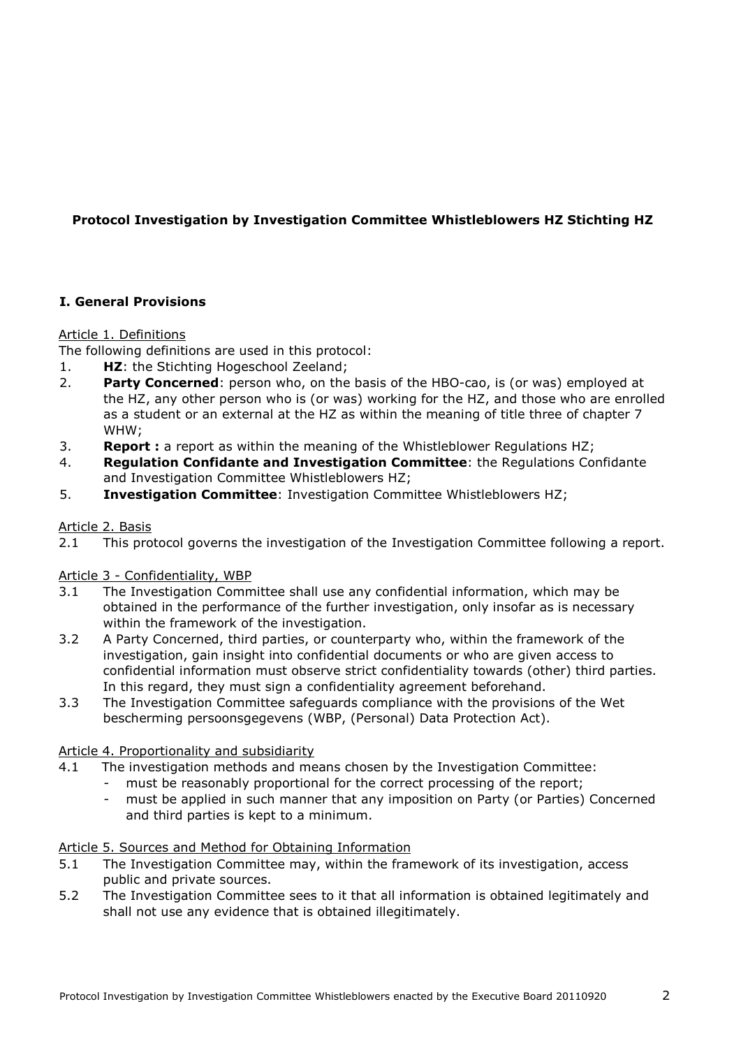**Protocol Investigation by Investigation Committee Whistleblowers HZ Stichting HZ**

## I. General Provisions

Article 1. Definitions

The following definitions are used in this protocol:

1. **HZ**: the Stichting Hogeschool Zeeland;
2. **Party Concerned**: person who, on the basis of the HBO-cao, is (or was) employed at the HZ, any other person who is (or was) working for the HZ, and those who are enrolled as a student or an external at the HZ as within the meaning of title three of chapter 7 WHW;
3. **Report :** a report as within the meaning of the Whistleblower Regulations HZ;
4. **Regulation Confidante and Investigation Committee**: the Regulations Confidante and Investigation Committee Whistleblowers HZ;
5. **Investigation Committee**: Investigation Committee Whistleblowers HZ;

Article 2. Basis

2.1 This protocol governs the investigation of the Investigation Committee following a report.

Article 3 - Confidentiality, WBP

3.1 The Investigation Committee shall use any confidential information, which may be obtained in the performance of the further investigation, only insofar as is necessary within the framework of the investigation.

3.2 A Party Concerned, third parties, or counterparty who, within the framework of the investigation, gain insight into confidential documents or who are given access to confidential information must observe strict confidentiality towards (other) third parties. In this regard, they must sign a confidentiality agreement beforehand.

3.3 The Investigation Committee safeguards compliance with the provisions of the Wet bescherming persoonsgegevens (WBP, (Personal) Data Protection Act).

Article 4. Proportionality and subsidiarity

4.1 The investigation methods and means chosen by the Investigation Committee:
- must be reasonably proportional for the correct processing of the report;
- must be applied in such manner that any imposition on Party (or Parties) Concerned and third parties is kept to a minimum.

Article 5. Sources and Method for Obtaining Information

5.1 The Investigation Committee may, within the framework of its investigation, access public and private sources.

5.2 The Investigation Committee sees to it that all information is obtained legitimately and shall not use any evidence that is obtained illegitimately.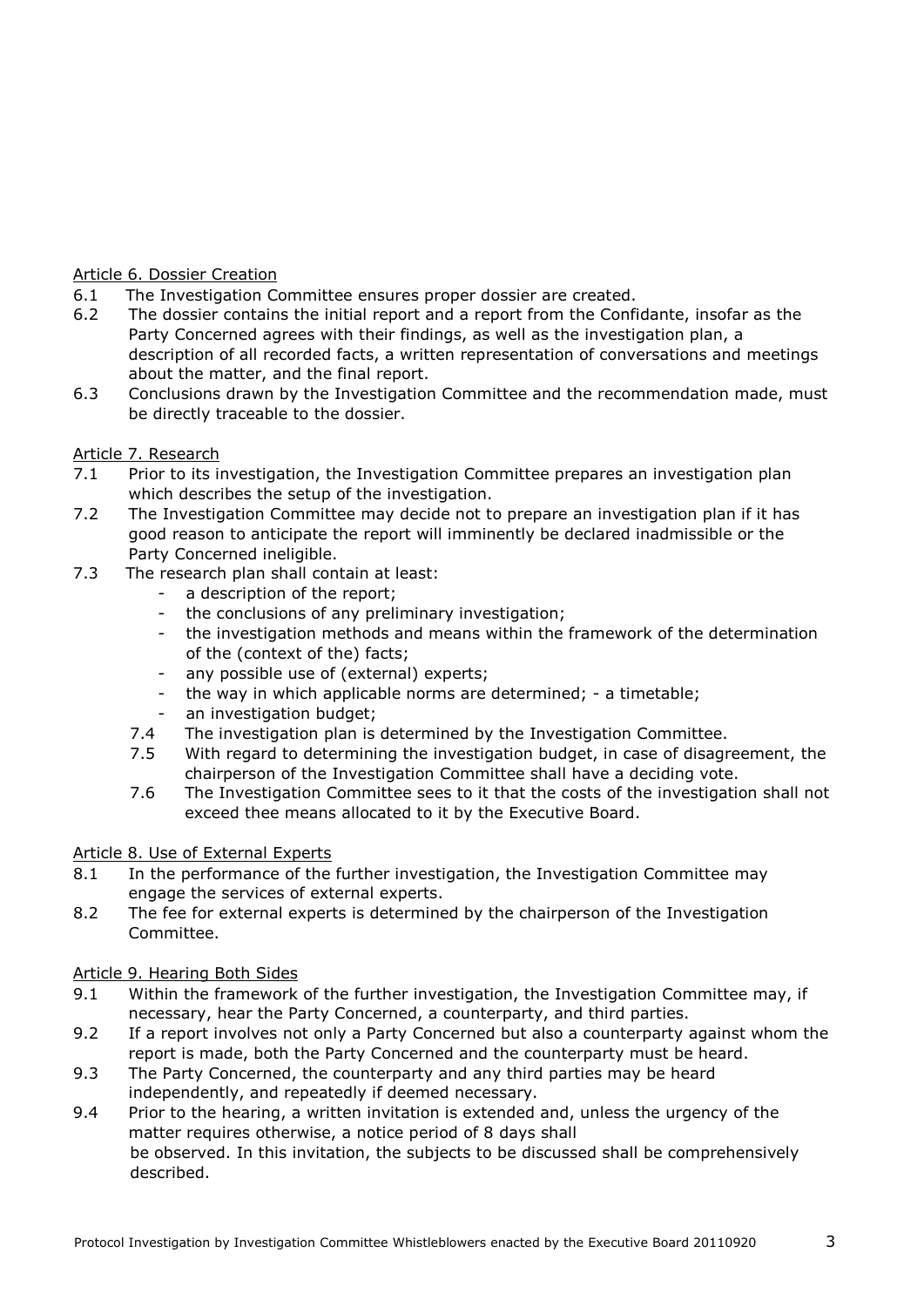Article 6. Dossier Creation

6.1 The Investigation Committee ensures proper dossier are created.

6.2 The dossier contains the initial report and a report from the Confidante, insofar as the Party Concerned agrees with their findings, as well as the investigation plan, a description of all recorded facts, a written representation of conversations and meetings about the matter, and the final report.

6.3 Conclusions drawn by the Investigation Committee and the recommendation made, must be directly traceable to the dossier.

Article 7. Research

7.1 Prior to its investigation, the Investigation Committee prepares an investigation plan which describes the setup of the investigation.

7.2 The Investigation Committee may decide not to prepare an investigation plan if it has good reason to anticipate the report will imminently be declared inadmissible or the Party Concerned ineligible.

7.3 The research plan shall contain at least:

- a description of the report;
- the conclusions of any preliminary investigation;
- the investigation methods and means within the framework of the determination of the (context of the) facts;
- any possible use of (external) experts;
- the way in which applicable norms are determined; - a timetable;
- an investigation budget;

7.4 The investigation plan is determined by the Investigation Committee.

7.5 With regard to determining the investigation budget, in case of disagreement, the chairperson of the Investigation Committee shall have a deciding vote.

7.6 The Investigation Committee sees to it that the costs of the investigation shall not exceed thee means allocated to it by the Executive Board.

Article 8. Use of External Experts

8.1 In the performance of the further investigation, the Investigation Committee may engage the services of external experts.

8.2 The fee for external experts is determined by the chairperson of the Investigation Committee.

Article 9. Hearing Both Sides

9.1 Within the framework of the further investigation, the Investigation Committee may, if necessary, hear the Party Concerned, a counterparty, and third parties.

9.2 If a report involves not only a Party Concerned but also a counterparty against whom the report is made, both the Party Concerned and the counterparty must be heard.

9.3 The Party Concerned, the counterparty and any third parties may be heard independently, and repeatedly if deemed necessary.

9.4 Prior to the hearing, a written invitation is extended and, unless the urgency of the matter requires otherwise, a notice period of 8 days shall be observed. In this invitation, the subjects to be discussed shall be comprehensively described.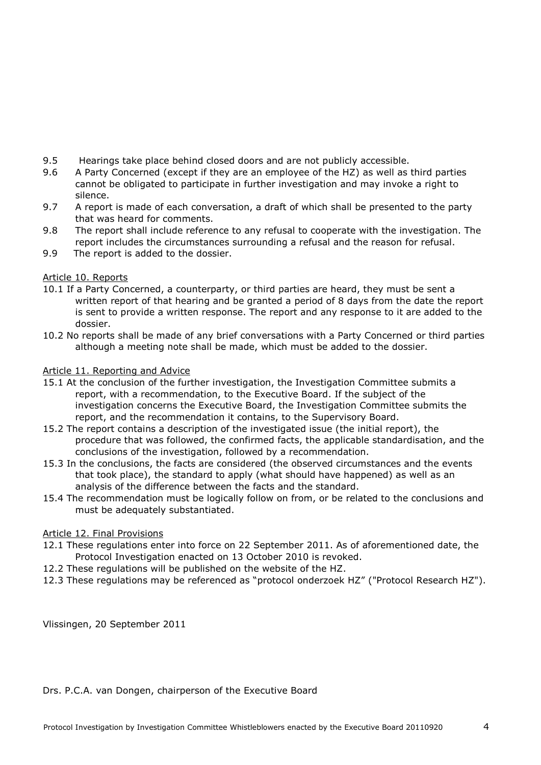9.5 Hearings take place behind closed doors and are not publicly accessible.

9.6 A Party Concerned (except if they are an employee of the HZ) as well as third parties cannot be obligated to participate in further investigation and may invoke a right to silence.

9.7 A report is made of each conversation, a draft of which shall be presented to the party that was heard for comments.

9.8 The report shall include reference to any refusal to cooperate with the investigation. The report includes the circumstances surrounding a refusal and the reason for refusal.

9.9 The report is added to the dossier.

Article 10. Reports

10.1 If a Party Concerned, a counterparty, or third parties are heard, they must be sent a written report of that hearing and be granted a period of 8 days from the date the report is sent to provide a written response. The report and any response to it are added to the dossier.

10.2 No reports shall be made of any brief conversations with a Party Concerned or third parties although a meeting note shall be made, which must be added to the dossier.

Article 11. Reporting and Advice

15.1 At the conclusion of the further investigation, the Investigation Committee submits a report, with a recommendation, to the Executive Board. If the subject of the investigation concerns the Executive Board, the Investigation Committee submits the report, and the recommendation it contains, to the Supervisory Board.

15.2 The report contains a description of the investigated issue (the initial report), the procedure that was followed, the confirmed facts, the applicable standardisation, and the conclusions of the investigation, followed by a recommendation.

15.3 In the conclusions, the facts are considered (the observed circumstances and the events that took place), the standard to apply (what should have happened) as well as an analysis of the difference between the facts and the standard.

15.4 The recommendation must be logically follow on from, or be related to the conclusions and must be adequately substantiated.

Article 12. Final Provisions

12.1 These regulations enter into force on 22 September 2011. As of aforementioned date, the Protocol Investigation enacted on 13 October 2010 is revoked.

12.2 These regulations will be published on the website of the HZ.

12.3 These regulations may be referenced as "protocol onderzoek HZ" ("Protocol Research HZ").

Vlissingen, 20 September 2011

Drs. P.C.A. van Dongen, chairperson of the Executive Board